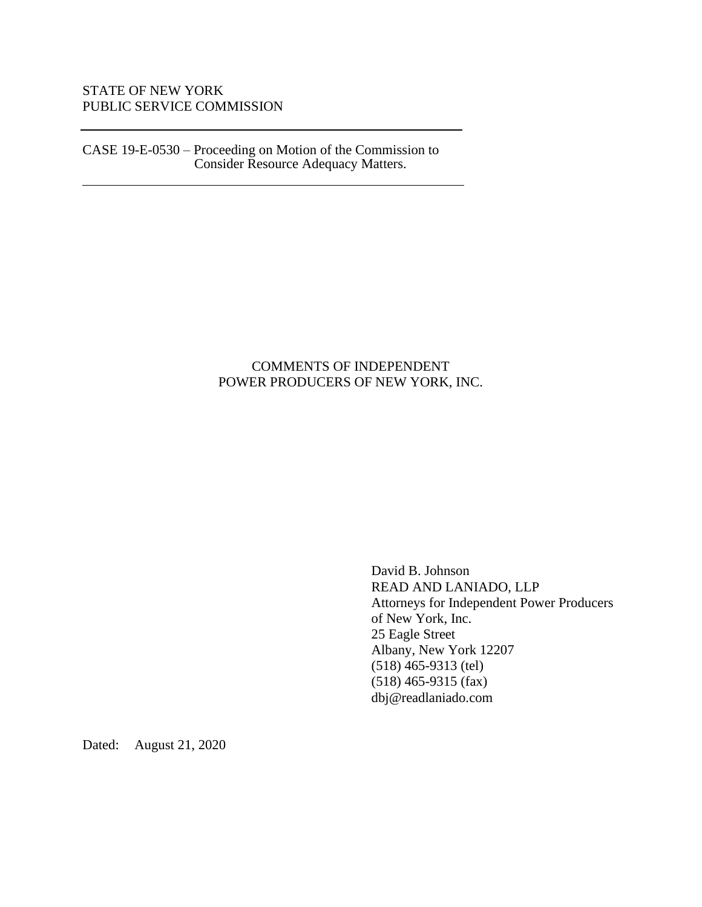STATE OF NEW YORK
PUBLIC SERVICE COMMISSION

---

CASE 19-E-0530 – Proceeding on Motion of the Commission to Consider Resource Adequacy Matters.

---

# COMMENTS OF INDEPENDENT POWER PRODUCERS OF NEW YORK, INC.

David B. Johnson
READ AND LANIADO, LLP
Attorneys for Independent Power Producers of New York, Inc.
25 Eagle Street
Albany, New York 12207
(518) 465-9313 (tel)
(518) 465-9315 (fax)
dbj@readlaniado.com

Dated: August 21, 2020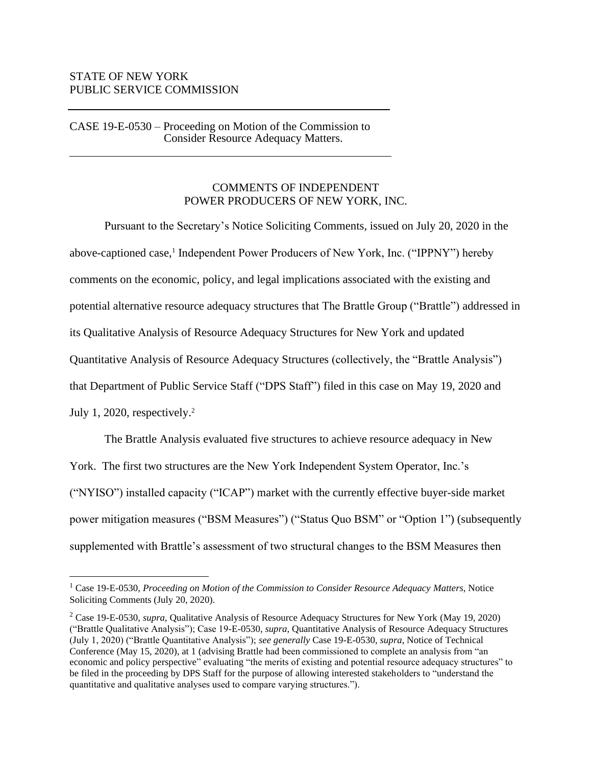STATE OF NEW YORK
PUBLIC SERVICE COMMISSION

---

CASE 19-E-0530 – Proceeding on Motion of the Commission to Consider Resource Adequacy Matters.

---

COMMENTS OF INDEPENDENT POWER PRODUCERS OF NEW YORK, INC.

Pursuant to the Secretary's Notice Soliciting Comments, issued on July 20, 2020 in the above-captioned case,[1] Independent Power Producers of New York, Inc. ("IPPNY") hereby comments on the economic, policy, and legal implications associated with the existing and potential alternative resource adequacy structures that The Brattle Group ("Brattle") addressed in its Qualitative Analysis of Resource Adequacy Structures for New York and updated Quantitative Analysis of Resource Adequacy Structures (collectively, the "Brattle Analysis") that Department of Public Service Staff ("DPS Staff") filed in this case on May 19, 2020 and July 1, 2020, respectively.[2]

The Brattle Analysis evaluated five structures to achieve resource adequacy in New York. The first two structures are the New York Independent System Operator, Inc.'s ("NYISO") installed capacity ("ICAP") market with the currently effective buyer-side market power mitigation measures ("BSM Measures") ("Status Quo BSM" or "Option 1") (subsequently supplemented with Brattle's assessment of two structural changes to the BSM Measures then

---

[1] Case 19-E-0530, *Proceeding on Motion of the Commission to Consider Resource Adequacy Matters*, Notice Soliciting Comments (July 20, 2020).

[2] Case 19-E-0530, *supra*, Qualitative Analysis of Resource Adequacy Structures for New York (May 19, 2020) ("Brattle Qualitative Analysis"); Case 19-E-0530, *supra*, Quantitative Analysis of Resource Adequacy Structures (July 1, 2020) ("Brattle Quantitative Analysis"); *see generally* Case 19-E-0530, *supra*, Notice of Technical Conference (May 15, 2020), at 1 (advising Brattle had been commissioned to complete an analysis from "an economic and policy perspective" evaluating "the merits of existing and potential resource adequacy structures" to be filed in the proceeding by DPS Staff for the purpose of allowing interested stakeholders to "understand the quantitative and qualitative analyses used to compare varying structures.").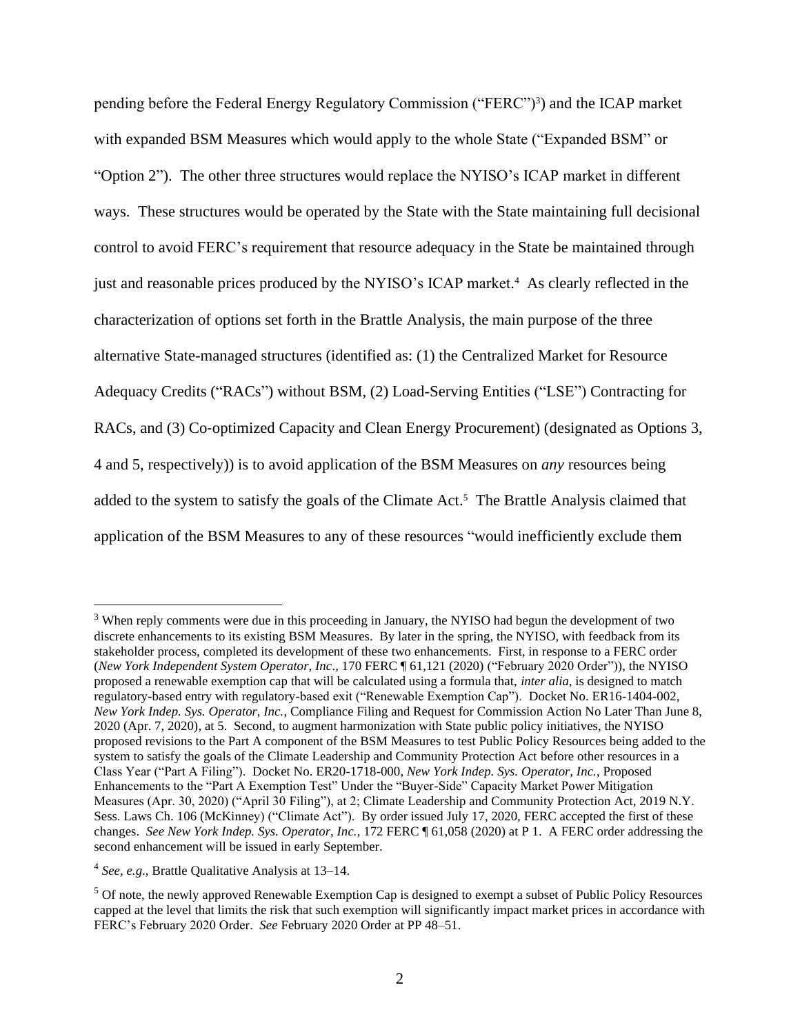pending before the Federal Energy Regulatory Commission ("FERC")[3]) and the ICAP market with expanded BSM Measures which would apply to the whole State ("Expanded BSM" or "Option 2"). The other three structures would replace the NYISO's ICAP market in different ways. These structures would be operated by the State with the State maintaining full decisional control to avoid FERC's requirement that resource adequacy in the State be maintained through just and reasonable prices produced by the NYISO's ICAP market.[4] As clearly reflected in the characterization of options set forth in the Brattle Analysis, the main purpose of the three alternative State-managed structures (identified as: (1) the Centralized Market for Resource Adequacy Credits ("RACs") without BSM, (2) Load-Serving Entities ("LSE") Contracting for RACs, and (3) Co-optimized Capacity and Clean Energy Procurement) (designated as Options 3, 4 and 5, respectively)) is to avoid application of the BSM Measures on *any* resources being added to the system to satisfy the goals of the Climate Act.[5] The Brattle Analysis claimed that application of the BSM Measures to any of these resources "would inefficiently exclude them

---

[3] When reply comments were due in this proceeding in January, the NYISO had begun the development of two discrete enhancements to its existing BSM Measures. By later in the spring, the NYISO, with feedback from its stakeholder process, completed its development of these two enhancements. First, in response to a FERC order (*New York Independent System Operator, Inc*., 170 FERC ¶ 61,121 (2020) ("February 2020 Order")), the NYISO proposed a renewable exemption cap that will be calculated using a formula that, *inter alia*, is designed to match regulatory-based entry with regulatory-based exit ("Renewable Exemption Cap"). Docket No. ER16-1404-002, *New York Indep. Sys. Operator, Inc.*, Compliance Filing and Request for Commission Action No Later Than June 8, 2020 (Apr. 7, 2020), at 5. Second, to augment harmonization with State public policy initiatives, the NYISO proposed revisions to the Part A component of the BSM Measures to test Public Policy Resources being added to the system to satisfy the goals of the Climate Leadership and Community Protection Act before other resources in a Class Year ("Part A Filing"). Docket No. ER20-1718-000, *New York Indep. Sys. Operator, Inc.*, Proposed Enhancements to the "Part A Exemption Test" Under the "Buyer-Side" Capacity Market Power Mitigation Measures (Apr. 30, 2020) ("April 30 Filing"), at 2; Climate Leadership and Community Protection Act, 2019 N.Y. Sess. Laws Ch. 106 (McKinney) ("Climate Act"). By order issued July 17, 2020, FERC accepted the first of these changes. *See New York Indep. Sys. Operator, Inc.*, 172 FERC ¶ 61,058 (2020) at P 1. A FERC order addressing the second enhancement will be issued in early September.

[4] *See, e.g*., Brattle Qualitative Analysis at 13–14.

[5] Of note, the newly approved Renewable Exemption Cap is designed to exempt a subset of Public Policy Resources capped at the level that limits the risk that such exemption will significantly impact market prices in accordance with FERC's February 2020 Order. *See* February 2020 Order at PP 48–51.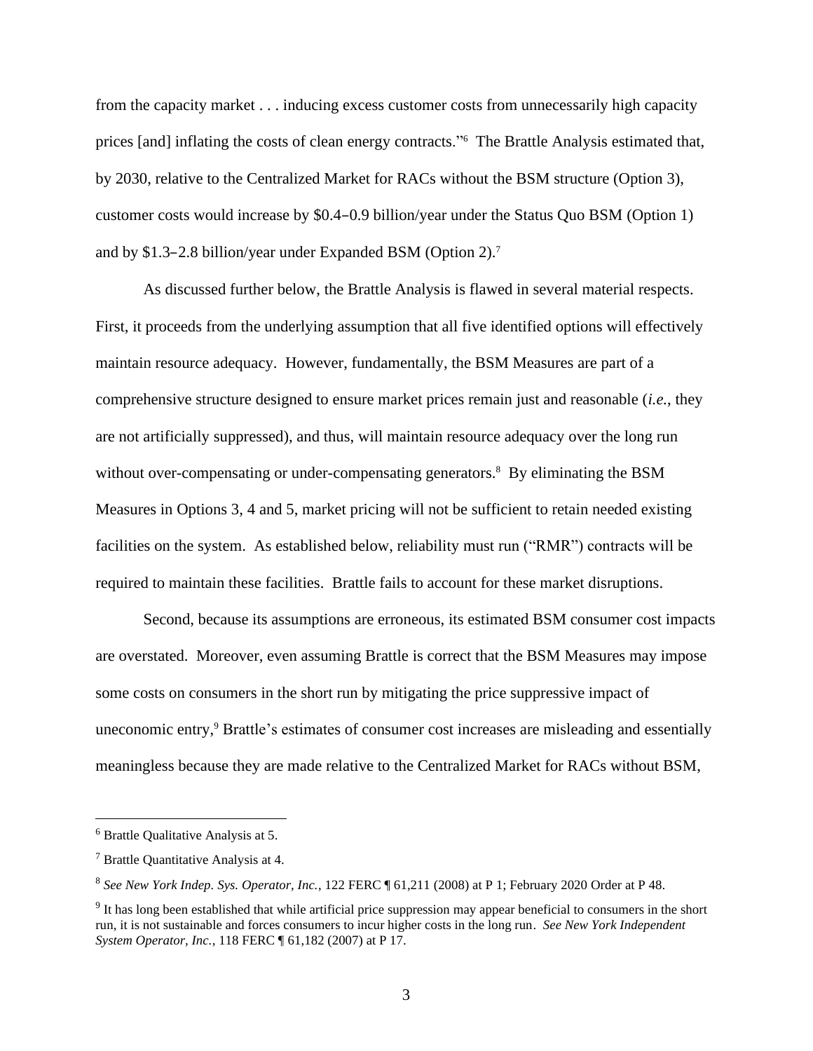from the capacity market . . . inducing excess customer costs from unnecessarily high capacity prices [and] inflating the costs of clean energy contracts."[6] The Brattle Analysis estimated that, by 2030, relative to the Centralized Market for RACs without the BSM structure (Option 3), customer costs would increase by $0.4–0.9 billion/year under the Status Quo BSM (Option 1) and by $1.3–2.8 billion/year under Expanded BSM (Option 2).[7]

As discussed further below, the Brattle Analysis is flawed in several material respects. First, it proceeds from the underlying assumption that all five identified options will effectively maintain resource adequacy. However, fundamentally, the BSM Measures are part of a comprehensive structure designed to ensure market prices remain just and reasonable (*i.e.*, they are not artificially suppressed), and thus, will maintain resource adequacy over the long run without over-compensating or under-compensating generators.[8] By eliminating the BSM Measures in Options 3, 4 and 5, market pricing will not be sufficient to retain needed existing facilities on the system. As established below, reliability must run ("RMR") contracts will be required to maintain these facilities. Brattle fails to account for these market disruptions.

Second, because its assumptions are erroneous, its estimated BSM consumer cost impacts are overstated. Moreover, even assuming Brattle is correct that the BSM Measures may impose some costs on consumers in the short run by mitigating the price suppressive impact of uneconomic entry,[9] Brattle's estimates of consumer cost increases are misleading and essentially meaningless because they are made relative to the Centralized Market for RACs without BSM,

---

[6] Brattle Qualitative Analysis at 5.

[7] Brattle Quantitative Analysis at 4.

[8] *See New York Indep. Sys. Operator, Inc.*, 122 FERC ¶ 61,211 (2008) at P 1; February 2020 Order at P 48.

[9] It has long been established that while artificial price suppression may appear beneficial to consumers in the short run, it is not sustainable and forces consumers to incur higher costs in the long run. *See New York Independent System Operator, Inc.*, 118 FERC ¶ 61,182 (2007) at P 17.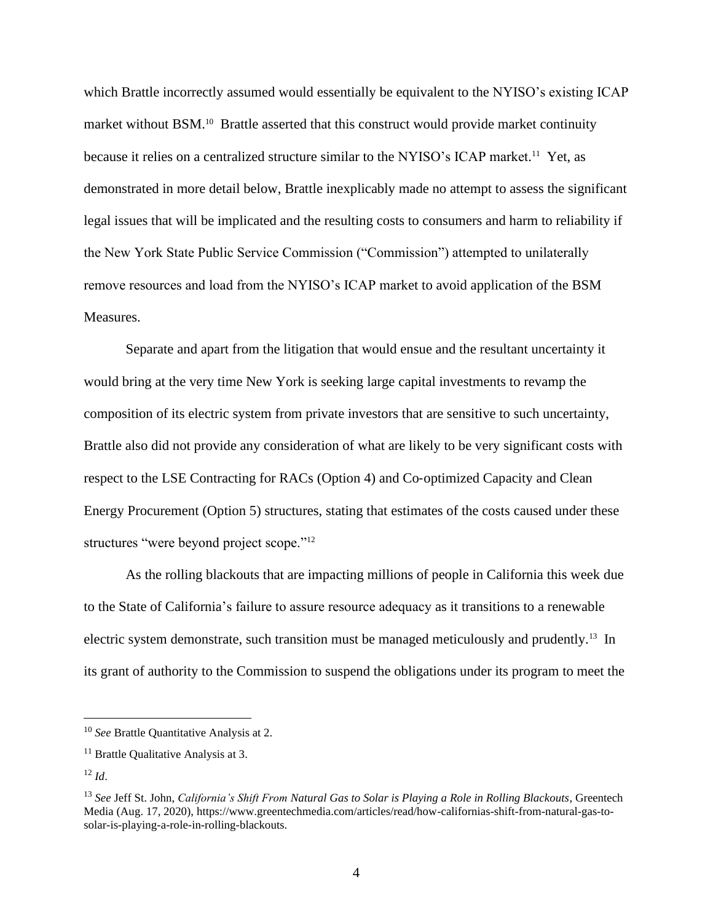which Brattle incorrectly assumed would essentially be equivalent to the NYISO's existing ICAP market without BSM.[10] Brattle asserted that this construct would provide market continuity because it relies on a centralized structure similar to the NYISO's ICAP market.[11] Yet, as demonstrated in more detail below, Brattle inexplicably made no attempt to assess the significant legal issues that will be implicated and the resulting costs to consumers and harm to reliability if the New York State Public Service Commission ("Commission") attempted to unilaterally remove resources and load from the NYISO's ICAP market to avoid application of the BSM Measures.

Separate and apart from the litigation that would ensue and the resultant uncertainty it would bring at the very time New York is seeking large capital investments to revamp the composition of its electric system from private investors that are sensitive to such uncertainty, Brattle also did not provide any consideration of what are likely to be very significant costs with respect to the LSE Contracting for RACs (Option 4) and Co-optimized Capacity and Clean Energy Procurement (Option 5) structures, stating that estimates of the costs caused under these structures "were beyond project scope."[12]

As the rolling blackouts that are impacting millions of people in California this week due to the State of California's failure to assure resource adequacy as it transitions to a renewable electric system demonstrate, such transition must be managed meticulously and prudently.[13] In its grant of authority to the Commission to suspend the obligations under its program to meet the

---

[10] *See* Brattle Quantitative Analysis at 2.

[11] Brattle Qualitative Analysis at 3.

[12] *Id*.

[13] *See* Jeff St. John, *California's Shift From Natural Gas to Solar is Playing a Role in Rolling Blackouts*, Greentech Media (Aug. 17, 2020), https://www.greentechmedia.com/articles/read/how-californias-shift-from-natural-gas-to-solar-is-playing-a-role-in-rolling-blackouts.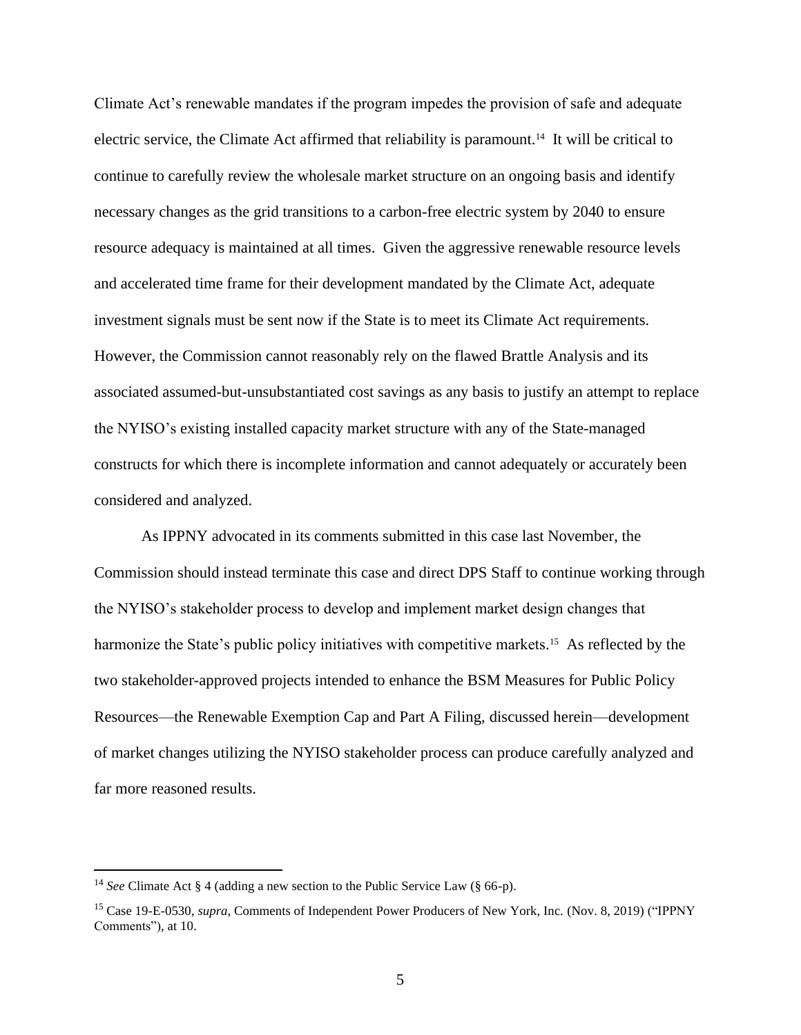Climate Act's renewable mandates if the program impedes the provision of safe and adequate electric service, the Climate Act affirmed that reliability is paramount.[14] It will be critical to continue to carefully review the wholesale market structure on an ongoing basis and identify necessary changes as the grid transitions to a carbon-free electric system by 2040 to ensure resource adequacy is maintained at all times. Given the aggressive renewable resource levels and accelerated time frame for their development mandated by the Climate Act, adequate investment signals must be sent now if the State is to meet its Climate Act requirements. However, the Commission cannot reasonably rely on the flawed Brattle Analysis and its associated assumed-but-unsubstantiated cost savings as any basis to justify an attempt to replace the NYISO's existing installed capacity market structure with any of the State-managed constructs for which there is incomplete information and cannot adequately or accurately been considered and analyzed.

As IPPNY advocated in its comments submitted in this case last November, the Commission should instead terminate this case and direct DPS Staff to continue working through the NYISO's stakeholder process to develop and implement market design changes that harmonize the State's public policy initiatives with competitive markets.[15] As reflected by the two stakeholder-approved projects intended to enhance the BSM Measures for Public Policy Resources—the Renewable Exemption Cap and Part A Filing, discussed herein—development of market changes utilizing the NYISO stakeholder process can produce carefully analyzed and far more reasoned results.

---

[14] *See* Climate Act § 4 (adding a new section to the Public Service Law (§ 66-p).

[15] Case 19-E-0530, *supra*, Comments of Independent Power Producers of New York, Inc. (Nov. 8, 2019) ("IPPNY Comments"), at 10.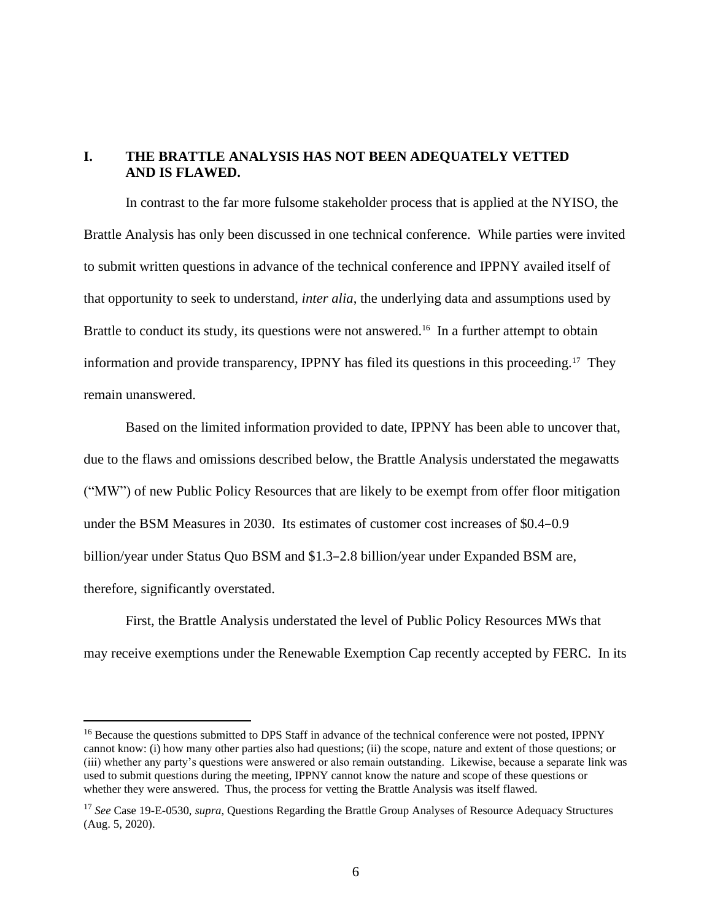## I. THE BRATTLE ANALYSIS HAS NOT BEEN ADEQUATELY VETTED AND IS FLAWED.

In contrast to the far more fulsome stakeholder process that is applied at the NYISO, the Brattle Analysis has only been discussed in one technical conference. While parties were invited to submit written questions in advance of the technical conference and IPPNY availed itself of that opportunity to seek to understand, *inter alia*, the underlying data and assumptions used by Brattle to conduct its study, its questions were not answered.[16] In a further attempt to obtain information and provide transparency, IPPNY has filed its questions in this proceeding.[17] They remain unanswered.

Based on the limited information provided to date, IPPNY has been able to uncover that, due to the flaws and omissions described below, the Brattle Analysis understated the megawatts ("MW") of new Public Policy Resources that are likely to be exempt from offer floor mitigation under the BSM Measures in 2030. Its estimates of customer cost increases of \$0.4–0.9 billion/year under Status Quo BSM and \$1.3–2.8 billion/year under Expanded BSM are, therefore, significantly overstated.

First, the Brattle Analysis understated the level of Public Policy Resources MWs that may receive exemptions under the Renewable Exemption Cap recently accepted by FERC. In its

[16] Because the questions submitted to DPS Staff in advance of the technical conference were not posted, IPPNY cannot know: (i) how many other parties also had questions; (ii) the scope, nature and extent of those questions; or (iii) whether any party's questions were answered or also remain outstanding. Likewise, because a separate link was used to submit questions during the meeting, IPPNY cannot know the nature and scope of these questions or whether they were answered. Thus, the process for vetting the Brattle Analysis was itself flawed.

[17] *See* Case 19-E-0530, *supra*, Questions Regarding the Brattle Group Analyses of Resource Adequacy Structures (Aug. 5, 2020).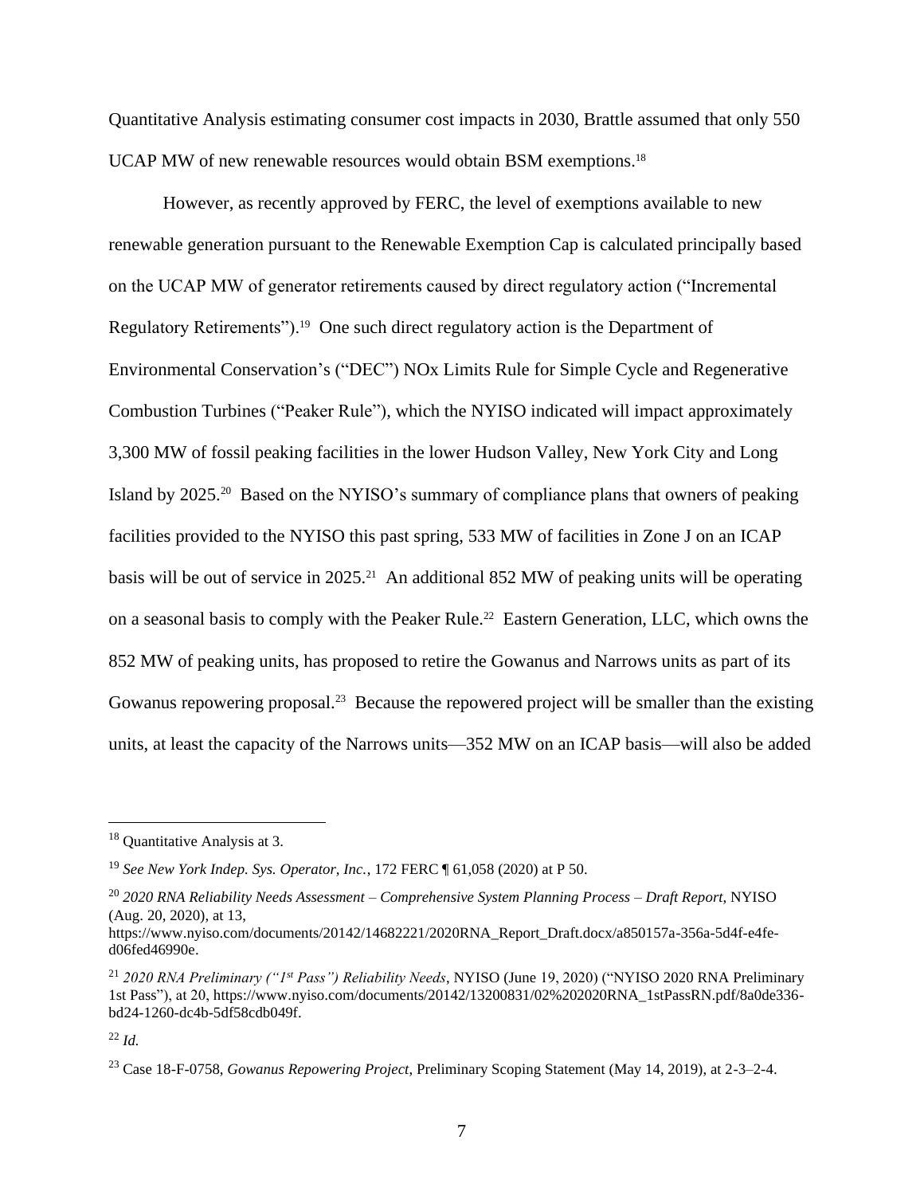Quantitative Analysis estimating consumer cost impacts in 2030, Brattle assumed that only 550 UCAP MW of new renewable resources would obtain BSM exemptions.[18]

However, as recently approved by FERC, the level of exemptions available to new renewable generation pursuant to the Renewable Exemption Cap is calculated principally based on the UCAP MW of generator retirements caused by direct regulatory action ("Incremental Regulatory Retirements").[19] One such direct regulatory action is the Department of Environmental Conservation's ("DEC") NOx Limits Rule for Simple Cycle and Regenerative Combustion Turbines ("Peaker Rule"), which the NYISO indicated will impact approximately 3,300 MW of fossil peaking facilities in the lower Hudson Valley, New York City and Long Island by 2025.[20] Based on the NYISO's summary of compliance plans that owners of peaking facilities provided to the NYISO this past spring, 533 MW of facilities in Zone J on an ICAP basis will be out of service in 2025.[21] An additional 852 MW of peaking units will be operating on a seasonal basis to comply with the Peaker Rule.[22] Eastern Generation, LLC, which owns the 852 MW of peaking units, has proposed to retire the Gowanus and Narrows units as part of its Gowanus repowering proposal.[23] Because the repowered project will be smaller than the existing units, at least the capacity of the Narrows units—352 MW on an ICAP basis—will also be added

---

[18] Quantitative Analysis at 3.

[19] *See New York Indep. Sys. Operator, Inc.*, 172 FERC ¶ 61,058 (2020) at P 50.

[20] *2020 RNA Reliability Needs Assessment – Comprehensive System Planning Process – Draft Report*, NYISO (Aug. 20, 2020), at 13, https://www.nyiso.com/documents/20142/14682221/2020RNA_Report_Draft.docx/a850157a-356a-5d4f-e4fe-d06fed46990e.

[21] *2020 RNA Preliminary ("1st Pass") Reliability Needs*, NYISO (June 19, 2020) ("NYISO 2020 RNA Preliminary 1st Pass"), at 20, https://www.nyiso.com/documents/20142/13200831/02%202020RNA_1stPassRN.pdf/8a0de336-bd24-1260-dc4b-5df58cdb049f.

[22] *Id.*

[23] Case 18-F-0758, *Gowanus Repowering Project*, Preliminary Scoping Statement (May 14, 2019), at 2-3–2-4.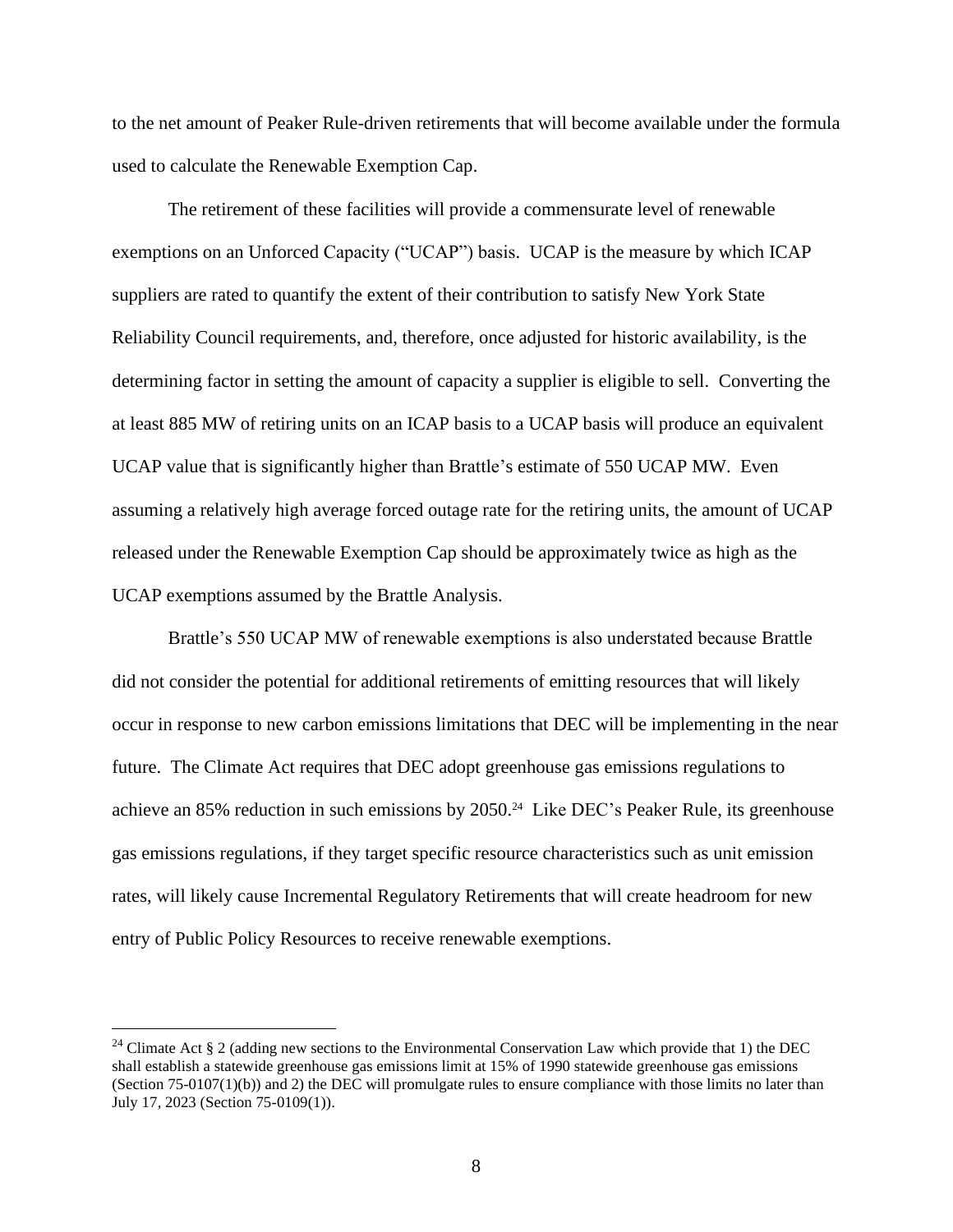to the net amount of Peaker Rule-driven retirements that will become available under the formula used to calculate the Renewable Exemption Cap.

The retirement of these facilities will provide a commensurate level of renewable exemptions on an Unforced Capacity ("UCAP") basis. UCAP is the measure by which ICAP suppliers are rated to quantify the extent of their contribution to satisfy New York State Reliability Council requirements, and, therefore, once adjusted for historic availability, is the determining factor in setting the amount of capacity a supplier is eligible to sell. Converting the at least 885 MW of retiring units on an ICAP basis to a UCAP basis will produce an equivalent UCAP value that is significantly higher than Brattle's estimate of 550 UCAP MW. Even assuming a relatively high average forced outage rate for the retiring units, the amount of UCAP released under the Renewable Exemption Cap should be approximately twice as high as the UCAP exemptions assumed by the Brattle Analysis.

Brattle's 550 UCAP MW of renewable exemptions is also understated because Brattle did not consider the potential for additional retirements of emitting resources that will likely occur in response to new carbon emissions limitations that DEC will be implementing in the near future. The Climate Act requires that DEC adopt greenhouse gas emissions regulations to achieve an 85% reduction in such emissions by 2050.[24] Like DEC's Peaker Rule, its greenhouse gas emissions regulations, if they target specific resource characteristics such as unit emission rates, will likely cause Incremental Regulatory Retirements that will create headroom for new entry of Public Policy Resources to receive renewable exemptions.

---

[24] Climate Act § 2 (adding new sections to the Environmental Conservation Law which provide that 1) the DEC shall establish a statewide greenhouse gas emissions limit at 15% of 1990 statewide greenhouse gas emissions (Section 75-0107(1)(b)) and 2) the DEC will promulgate rules to ensure compliance with those limits no later than July 17, 2023 (Section 75-0109(1)).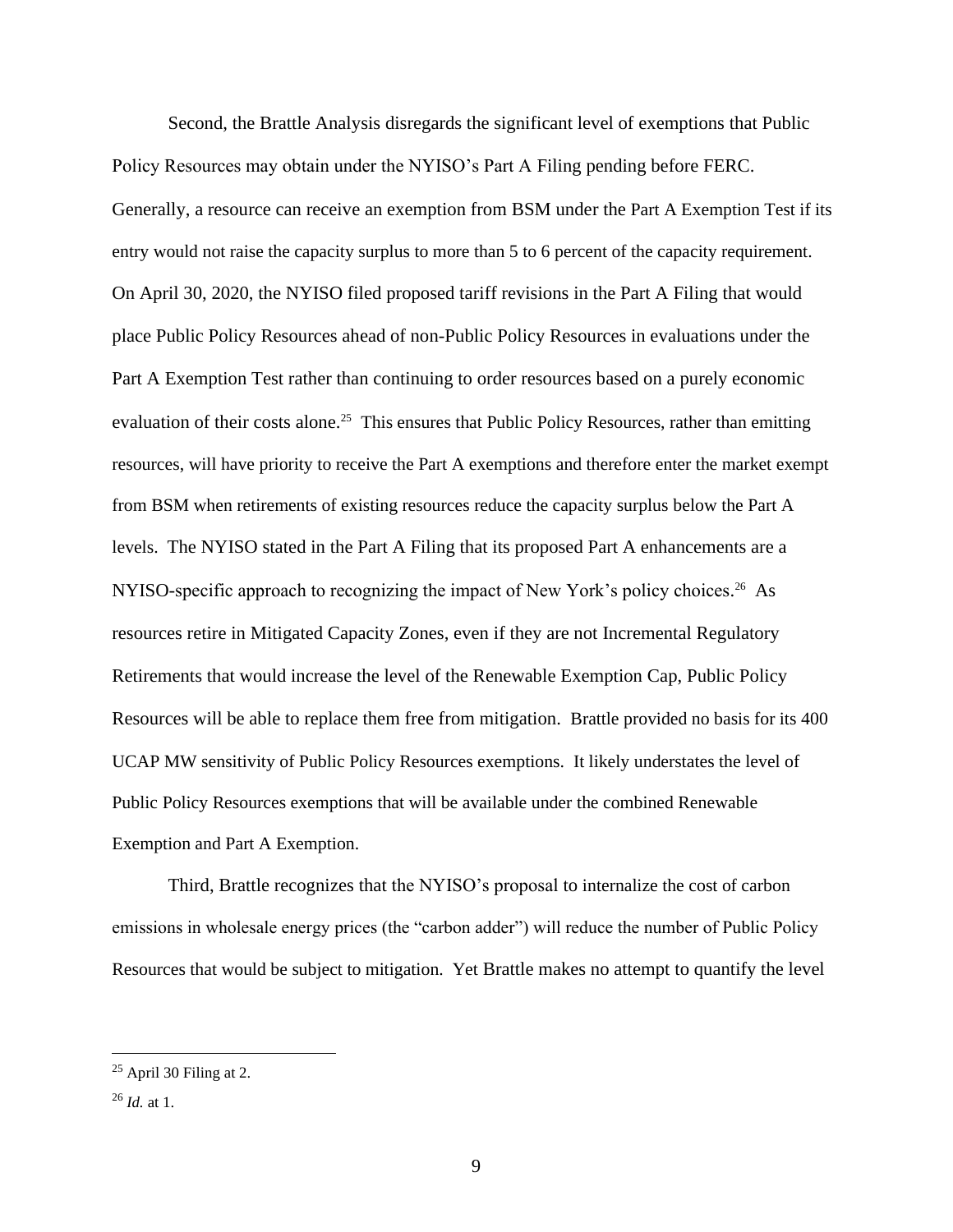Second, the Brattle Analysis disregards the significant level of exemptions that Public Policy Resources may obtain under the NYISO's Part A Filing pending before FERC. Generally, a resource can receive an exemption from BSM under the Part A Exemption Test if its entry would not raise the capacity surplus to more than 5 to 6 percent of the capacity requirement. On April 30, 2020, the NYISO filed proposed tariff revisions in the Part A Filing that would place Public Policy Resources ahead of non-Public Policy Resources in evaluations under the Part A Exemption Test rather than continuing to order resources based on a purely economic evaluation of their costs alone.[25] This ensures that Public Policy Resources, rather than emitting resources, will have priority to receive the Part A exemptions and therefore enter the market exempt from BSM when retirements of existing resources reduce the capacity surplus below the Part A levels. The NYISO stated in the Part A Filing that its proposed Part A enhancements are a NYISO-specific approach to recognizing the impact of New York's policy choices.[26] As resources retire in Mitigated Capacity Zones, even if they are not Incremental Regulatory Retirements that would increase the level of the Renewable Exemption Cap, Public Policy Resources will be able to replace them free from mitigation. Brattle provided no basis for its 400 UCAP MW sensitivity of Public Policy Resources exemptions. It likely understates the level of Public Policy Resources exemptions that will be available under the combined Renewable Exemption and Part A Exemption.

Third, Brattle recognizes that the NYISO's proposal to internalize the cost of carbon emissions in wholesale energy prices (the "carbon adder") will reduce the number of Public Policy Resources that would be subject to mitigation. Yet Brattle makes no attempt to quantify the level

---

[25] April 30 Filing at 2.

[26] *Id.* at 1.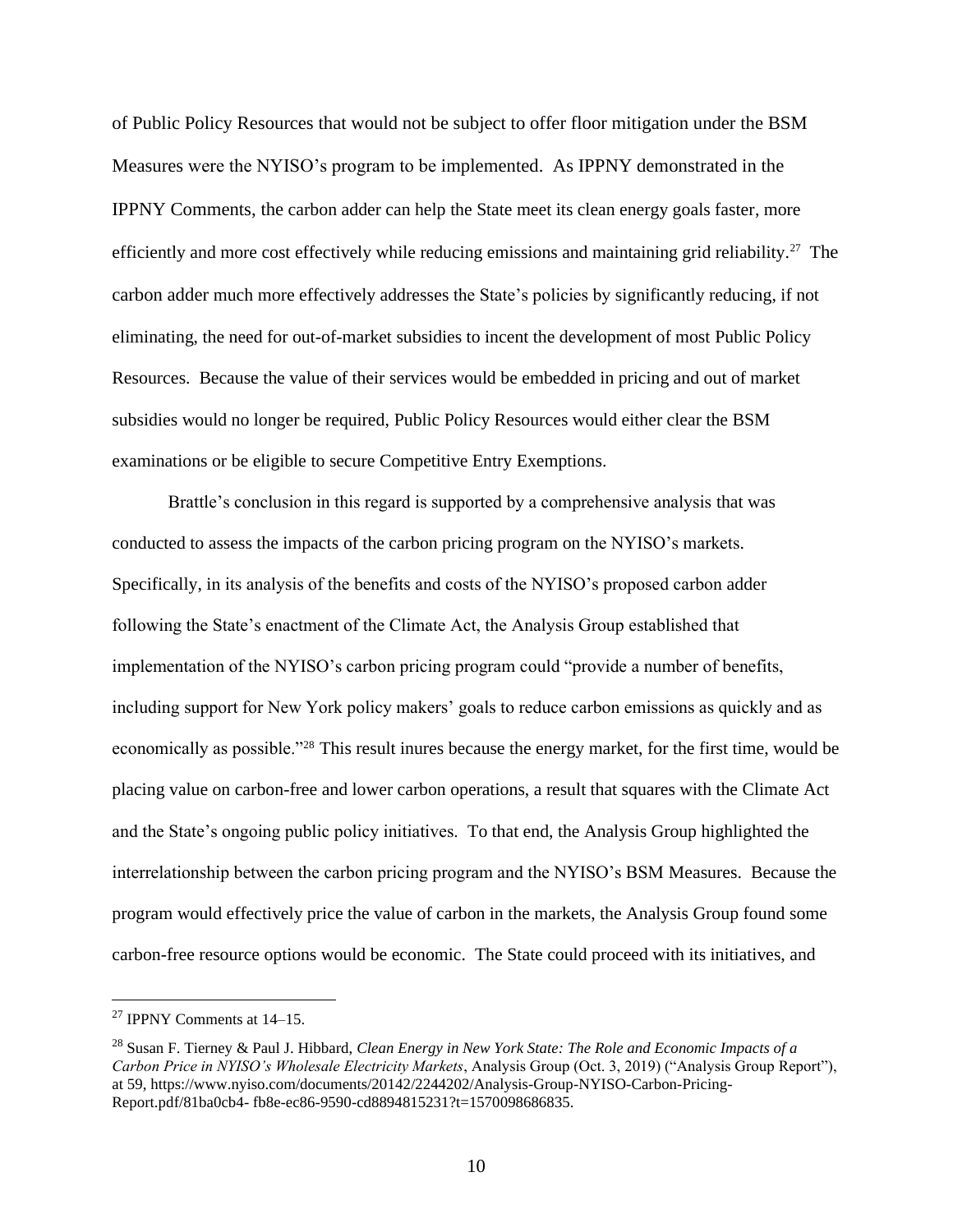of Public Policy Resources that would not be subject to offer floor mitigation under the BSM Measures were the NYISO's program to be implemented. As IPPNY demonstrated in the IPPNY Comments, the carbon adder can help the State meet its clean energy goals faster, more efficiently and more cost effectively while reducing emissions and maintaining grid reliability.[27] The carbon adder much more effectively addresses the State's policies by significantly reducing, if not eliminating, the need for out-of-market subsidies to incent the development of most Public Policy Resources. Because the value of their services would be embedded in pricing and out of market subsidies would no longer be required, Public Policy Resources would either clear the BSM examinations or be eligible to secure Competitive Entry Exemptions.

Brattle's conclusion in this regard is supported by a comprehensive analysis that was conducted to assess the impacts of the carbon pricing program on the NYISO's markets. Specifically, in its analysis of the benefits and costs of the NYISO's proposed carbon adder following the State's enactment of the Climate Act, the Analysis Group established that implementation of the NYISO's carbon pricing program could "provide a number of benefits, including support for New York policy makers' goals to reduce carbon emissions as quickly and as economically as possible."[28] This result inures because the energy market, for the first time, would be placing value on carbon-free and lower carbon operations, a result that squares with the Climate Act and the State's ongoing public policy initiatives. To that end, the Analysis Group highlighted the interrelationship between the carbon pricing program and the NYISO's BSM Measures. Because the program would effectively price the value of carbon in the markets, the Analysis Group found some carbon-free resource options would be economic. The State could proceed with its initiatives, and

---

[27] IPPNY Comments at 14–15.

[28] Susan F. Tierney & Paul J. Hibbard, *Clean Energy in New York State: The Role and Economic Impacts of a Carbon Price in NYISO's Wholesale Electricity Markets*, Analysis Group (Oct. 3, 2019) ("Analysis Group Report"), at 59, https://www.nyiso.com/documents/20142/2244202/Analysis-Group-NYISO-Carbon-Pricing-Report.pdf/81ba0cb4- fb8e-ec86-9590-cd8894815231?t=1570098686835.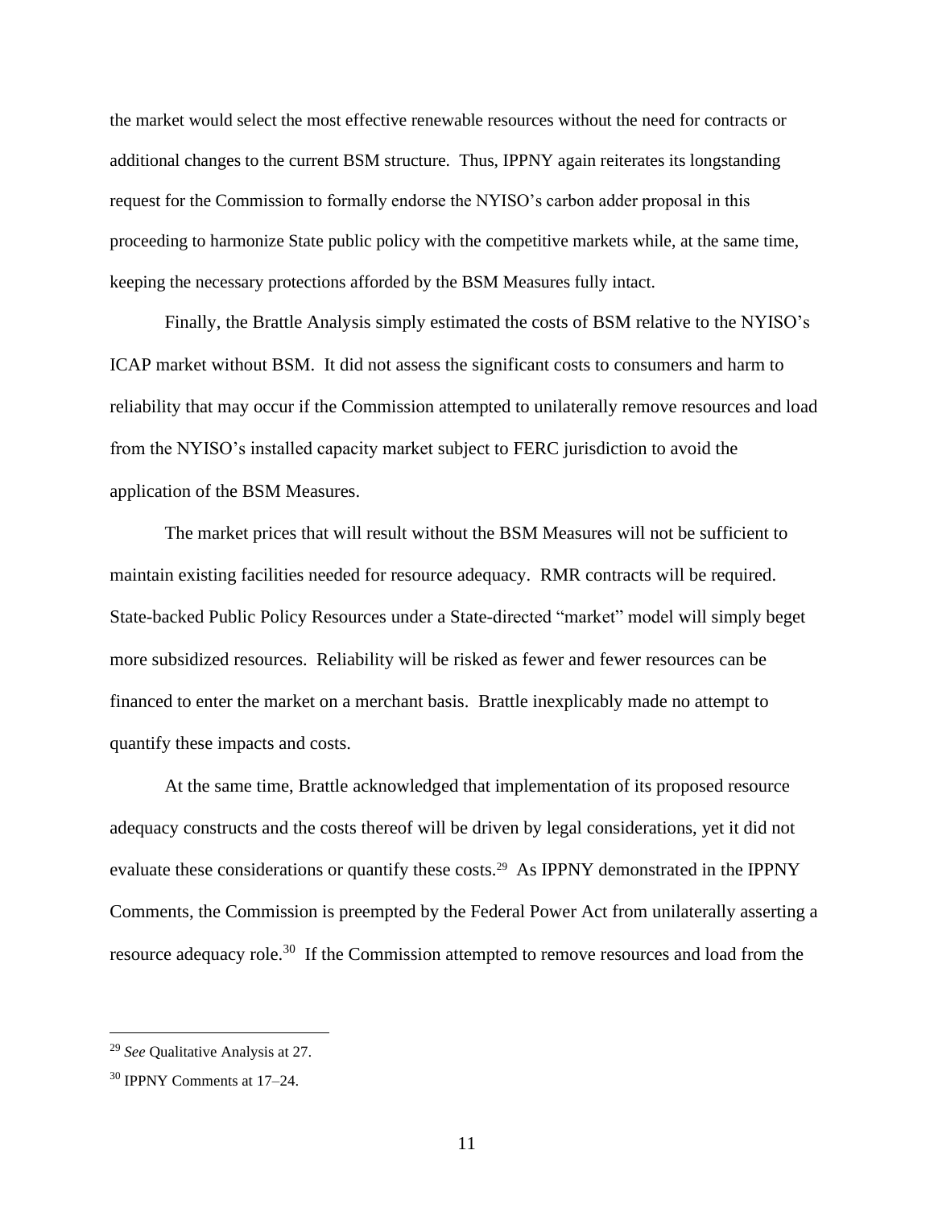the market would select the most effective renewable resources without the need for contracts or additional changes to the current BSM structure. Thus, IPPNY again reiterates its longstanding request for the Commission to formally endorse the NYISO's carbon adder proposal in this proceeding to harmonize State public policy with the competitive markets while, at the same time, keeping the necessary protections afforded by the BSM Measures fully intact.

Finally, the Brattle Analysis simply estimated the costs of BSM relative to the NYISO's ICAP market without BSM. It did not assess the significant costs to consumers and harm to reliability that may occur if the Commission attempted to unilaterally remove resources and load from the NYISO's installed capacity market subject to FERC jurisdiction to avoid the application of the BSM Measures.

The market prices that will result without the BSM Measures will not be sufficient to maintain existing facilities needed for resource adequacy. RMR contracts will be required. State-backed Public Policy Resources under a State-directed "market" model will simply beget more subsidized resources. Reliability will be risked as fewer and fewer resources can be financed to enter the market on a merchant basis. Brattle inexplicably made no attempt to quantify these impacts and costs.

At the same time, Brattle acknowledged that implementation of its proposed resource adequacy constructs and the costs thereof will be driven by legal considerations, yet it did not evaluate these considerations or quantify these costs.[29] As IPPNY demonstrated in the IPPNY Comments, the Commission is preempted by the Federal Power Act from unilaterally asserting a resource adequacy role.[30] If the Commission attempted to remove resources and load from the

---

[29] *See* Qualitative Analysis at 27.

[30] IPPNY Comments at 17–24.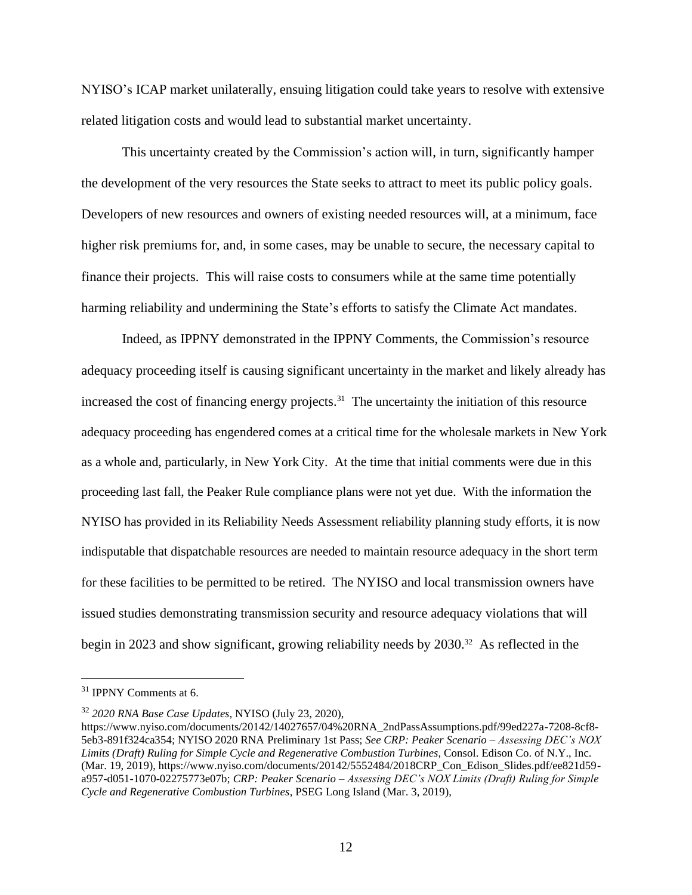NYISO's ICAP market unilaterally, ensuing litigation could take years to resolve with extensive related litigation costs and would lead to substantial market uncertainty.

This uncertainty created by the Commission's action will, in turn, significantly hamper the development of the very resources the State seeks to attract to meet its public policy goals. Developers of new resources and owners of existing needed resources will, at a minimum, face higher risk premiums for, and, in some cases, may be unable to secure, the necessary capital to finance their projects. This will raise costs to consumers while at the same time potentially harming reliability and undermining the State's efforts to satisfy the Climate Act mandates.

Indeed, as IPPNY demonstrated in the IPPNY Comments, the Commission's resource adequacy proceeding itself is causing significant uncertainty in the market and likely already has increased the cost of financing energy projects.[31] The uncertainty the initiation of this resource adequacy proceeding has engendered comes at a critical time for the wholesale markets in New York as a whole and, particularly, in New York City. At the time that initial comments were due in this proceeding last fall, the Peaker Rule compliance plans were not yet due. With the information the NYISO has provided in its Reliability Needs Assessment reliability planning study efforts, it is now indisputable that dispatchable resources are needed to maintain resource adequacy in the short term for these facilities to be permitted to be retired. The NYISO and local transmission owners have issued studies demonstrating transmission security and resource adequacy violations that will begin in 2023 and show significant, growing reliability needs by 2030.[32] As reflected in the

---

[31] IPPNY Comments at 6.

[32] *2020 RNA Base Case Updates*, NYISO (July 23, 2020), https://www.nyiso.com/documents/20142/14027657/04%20RNA_2ndPassAssumptions.pdf/99ed227a-7208-8cf8-5eb3-891f324ca354; NYISO 2020 RNA Preliminary 1st Pass; *See CRP: Peaker Scenario – Assessing DEC's NOX Limits (Draft) Ruling for Simple Cycle and Regenerative Combustion Turbines*, Consol. Edison Co. of N.Y., Inc. (Mar. 19, 2019), https://www.nyiso.com/documents/20142/5552484/2018CRP_Con_Edison_Slides.pdf/ee821d59-a957-d051-1070-02275773e07b; *CRP: Peaker Scenario – Assessing DEC's NOX Limits (Draft) Ruling for Simple Cycle and Regenerative Combustion Turbines*, PSEG Long Island (Mar. 3, 2019),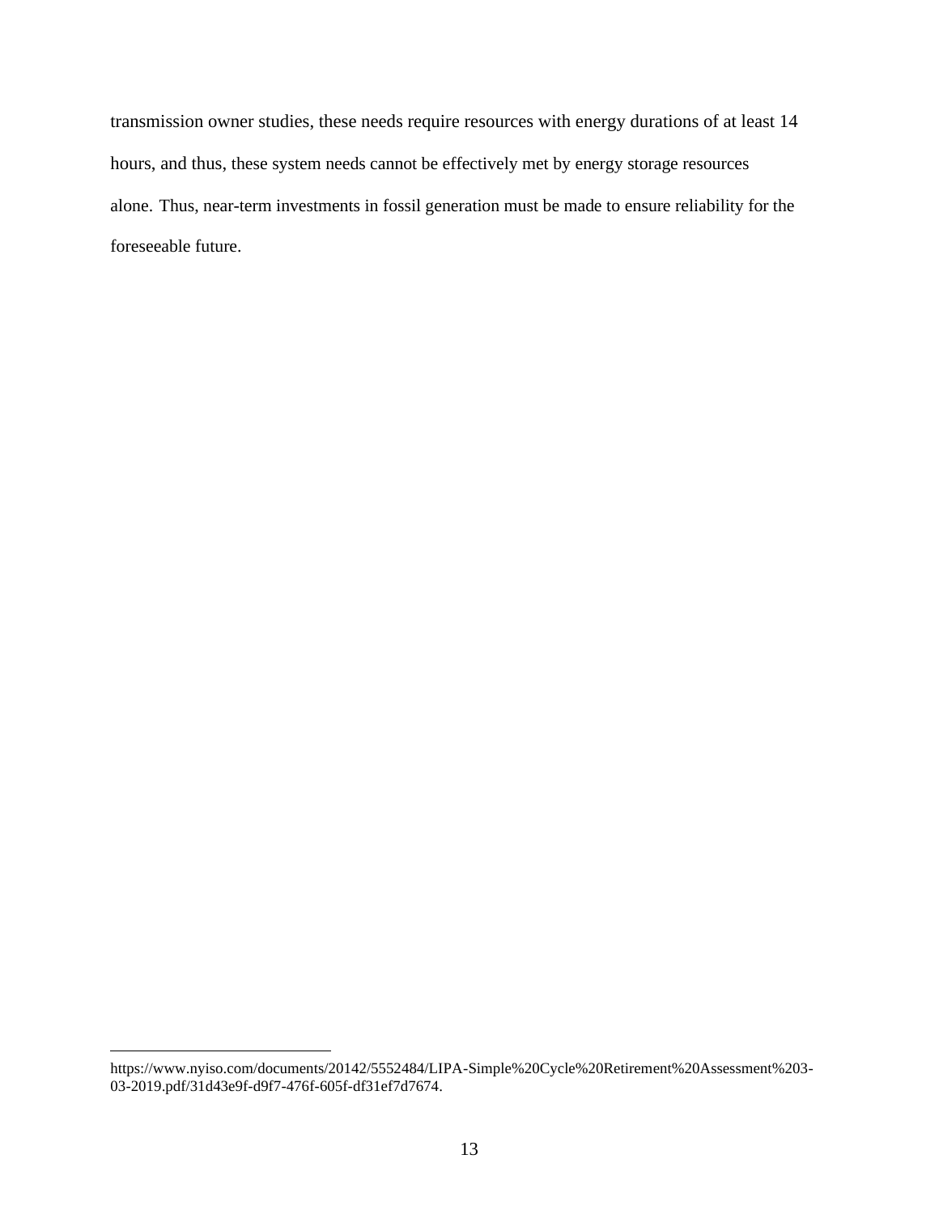transmission owner studies, these needs require resources with energy durations of at least 14 hours, and thus, these system needs cannot be effectively met by energy storage resources alone. Thus, near-term investments in fossil generation must be made to ensure reliability for the foreseeable future.

---

https://www.nyiso.com/documents/20142/5552484/LIPA-Simple%20Cycle%20Retirement%20Assessment%203-03-2019.pdf/31d43e9f-d9f7-476f-605f-df31ef7d7674.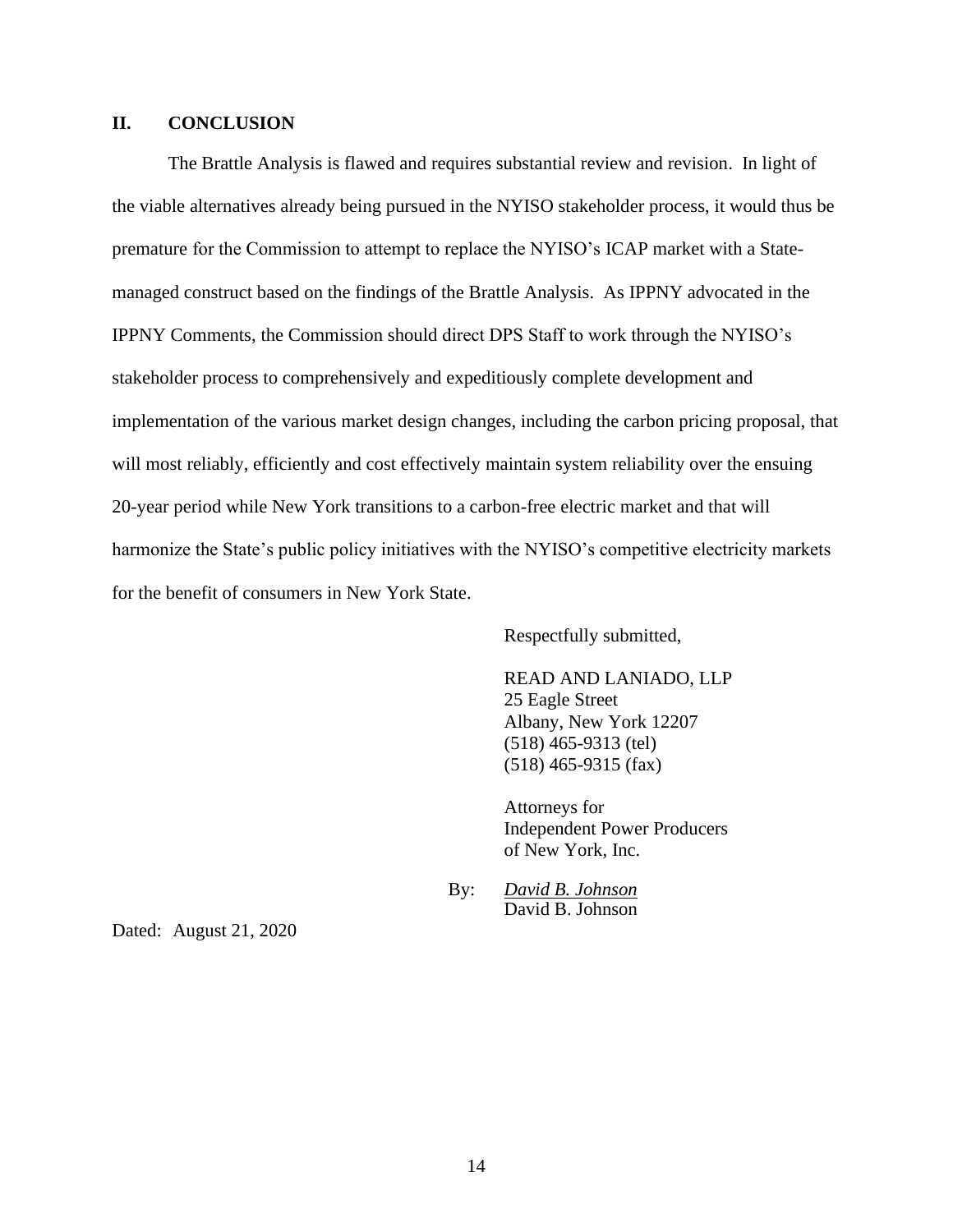## II. CONCLUSION

The Brattle Analysis is flawed and requires substantial review and revision. In light of the viable alternatives already being pursued in the NYISO stakeholder process, it would thus be premature for the Commission to attempt to replace the NYISO's ICAP market with a State-managed construct based on the findings of the Brattle Analysis. As IPPNY advocated in the IPPNY Comments, the Commission should direct DPS Staff to work through the NYISO's stakeholder process to comprehensively and expeditiously complete development and implementation of the various market design changes, including the carbon pricing proposal, that will most reliably, efficiently and cost effectively maintain system reliability over the ensuing 20-year period while New York transitions to a carbon-free electric market and that will harmonize the State's public policy initiatives with the NYISO's competitive electricity markets for the benefit of consumers in New York State.

Respectfully submitted,

READ AND LANIADO, LLP
25 Eagle Street
Albany, New York 12207
(518) 465-9313 (tel)
(518) 465-9315 (fax)

Attorneys for
Independent Power Producers
of New York, Inc.

By: *David B. Johnson*
David B. Johnson

Dated: August 21, 2020